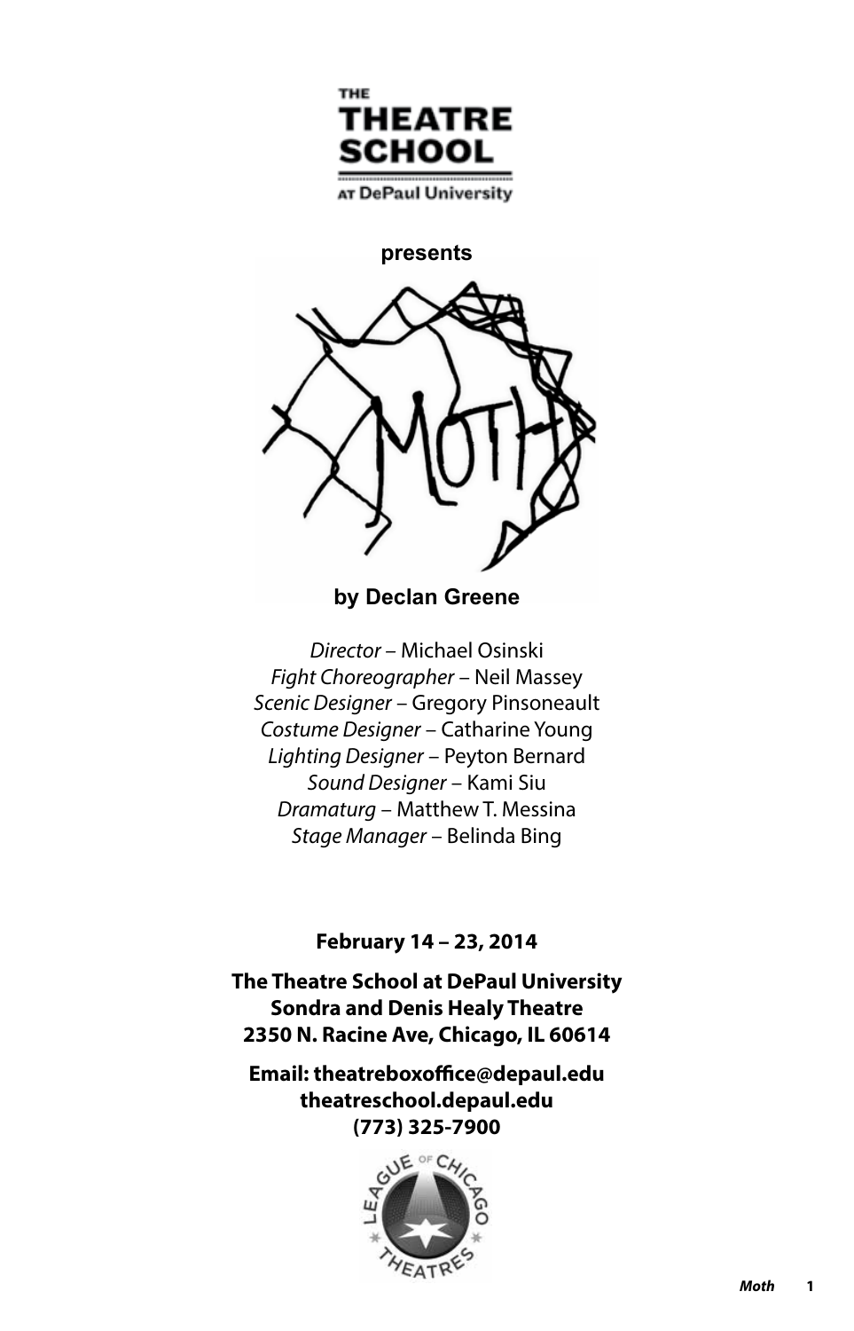THE
# THEATRE SCHOOL
AT DePaul University

**presents**

# MOTH

**by Declan Greene**

*Director* – Michael Osinski
*Fight Choreographer* – Neil Massey
*Scenic Designer* – Gregory Pinsoneault
*Costume Designer* – Catharine Young
*Lighting Designer* – Peyton Bernard
*Sound Designer* – Kami Siu
*Dramaturg* – Matthew T. Messina
*Stage Manager* – Belinda Bing

**February 14 – 23, 2014**

**The Theatre School at DePaul University**
**Sondra and Denis Healy Theatre**
**2350 N. Racine Ave, Chicago, IL 60614**

**Email: theatreboxoffice@depaul.edu**
**theatreschool.depaul.edu**
**(773) 325-7900**

LEAGUE OF CHICAGO THEATRES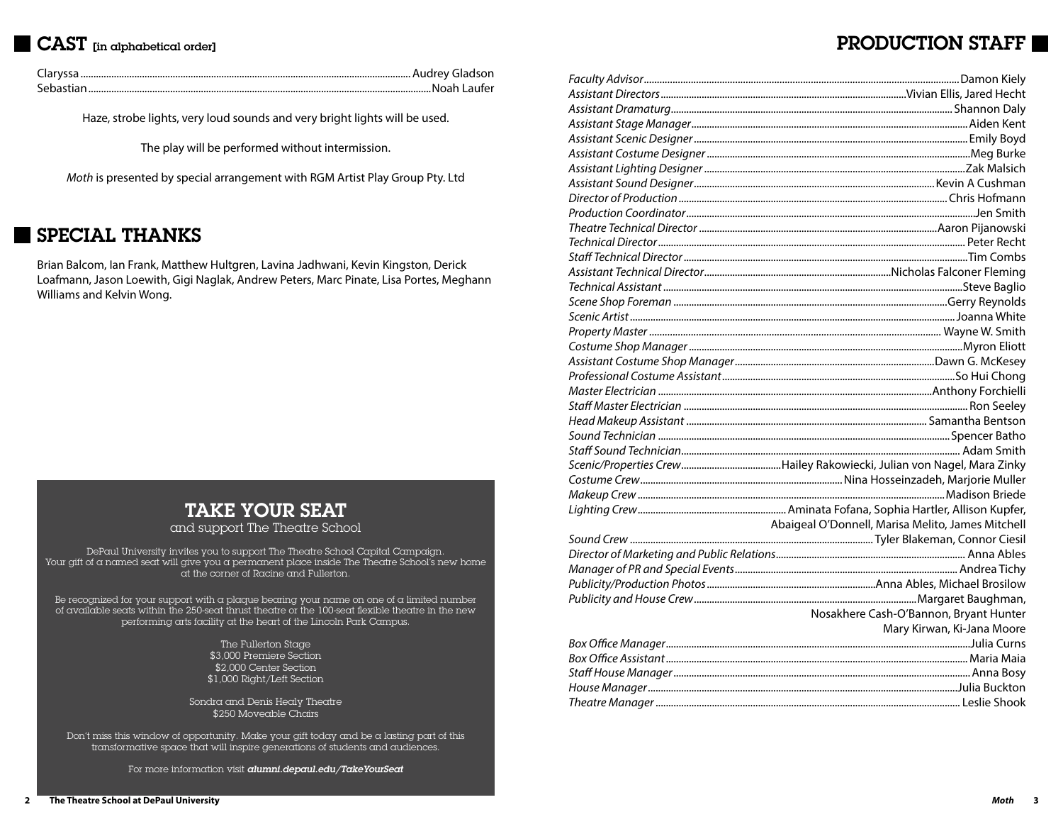## CAST [in alphabetical order]

Claryssa ................ Audrey Gladson
Sebastian ................ Noah Laufer

Haze, strobe lights, very loud sounds and very bright lights will be used.

The play will be performed without intermission.

*Moth* is presented by special arrangement with RGM Artist Play Group Pty. Ltd

## SPECIAL THANKS

Brian Balcom, Ian Frank, Matthew Hultgren, Lavina Jadhwani, Kevin Kingston, Derick Loafmann, Jason Loewith, Gigi Naglak, Andrew Peters, Marc Pinate, Lisa Portes, Meghann Williams and Kelvin Wong.

### TAKE YOUR SEAT

and support The Theatre School

DePaul University invites you to support The Theatre School Capital Campaign. Your gift of a named seat will give you a permanent place inside The Theatre School's new home at the corner of Racine and Fullerton.

Be recognized for your support with a plaque bearing your name on one of a limited number of available seats within the 250-seat thrust theatre or the 100-seat flexible theatre in the new performing arts facility at the heart of the Lincoln Park Campus.

The Fullerton Stage
$3,000 Premiere Section
$2,000 Center Section
$1,000 Right/Left Section

Sondra and Denis Healy Theatre
$250 Moveable Chairs

Don't miss this window of opportunity. Make your gift today and be a lasting part of this transformative space that will inspire generations of students and audiences.

For more information visit ***alumni.depaul.edu/TakeYourSeat***

## PRODUCTION STAFF

*Faculty Advisor* ................ Damon Kiely
*Assistant Directors* ................ Vivian Ellis, Jared Hecht
*Assistant Dramaturg* ................ Shannon Daly
*Assistant Stage Manager* ................ Aiden Kent
*Assistant Scenic Designer* ................ Emily Boyd
*Assistant Costume Designer* ................ Meg Burke
*Assistant Lighting Designer* ................ Zak Malsich
*Assistant Sound Designer* ................ Kevin A Cushman
*Director of Production* ................ Chris Hofmann
*Production Coordinator* ................ Jen Smith
*Theatre Technical Director* ................ Aaron Pijanowski
*Technical Director* ................ Peter Recht
*Staff Technical Director* ................ Tim Combs
*Assistant Technical Director* ................ Nicholas Falconer Fleming
*Technical Assistant* ................ Steve Baglio
*Scene Shop Foreman* ................ Gerry Reynolds
*Scenic Artist* ................ Joanna White
*Property Master* ................ Wayne W. Smith
*Costume Shop Manager* ................ Myron Eliott
*Assistant Costume Shop Manager* ................ Dawn G. McKesey
*Professional Costume Assistant* ................ So Hui Chong
*Master Electrician* ................ Anthony Forchielli
*Staff Master Electrician* ................ Ron Seeley
*Head Makeup Assistant* ................ Samantha Bentson
*Sound Technician* ................ Spencer Batho
*Staff Sound Technician* ................ Adam Smith
*Scenic/Properties Crew* ................ Hailey Rakowiecki, Julian von Nagel, Mara Zinky
*Costume Crew* ................ Nina Hosseinzadeh, Marjorie Muller
*Makeup Crew* ................ Madison Briede
*Lighting Crew* ................ Aminata Fofana, Sophia Hartler, Allison Kupfer, Abaigeal O'Donnell, Marisa Melito, James Mitchell
*Sound Crew* ................ Tyler Blakeman, Connor Ciesil
*Director of Marketing and Public Relations* ................ Anna Ables
*Manager of PR and Special Events* ................ Andrea Tichy
*Publicity/Production Photos* ................ Anna Ables, Michael Brosilow
*Publicity and House Crew* ................ Margaret Baughman, Nosakhere Cash-O'Bannon, Bryant Hunter Mary Kirwan, Ki-Jana Moore
*Box Office Manager* ................ Julia Curns
*Box Office Assistant* ................ Maria Maia
*Staff House Manager* ................ Anna Bosy
*House Manager* ................ Julia Buckton
*Theatre Manager* ................ Leslie Shook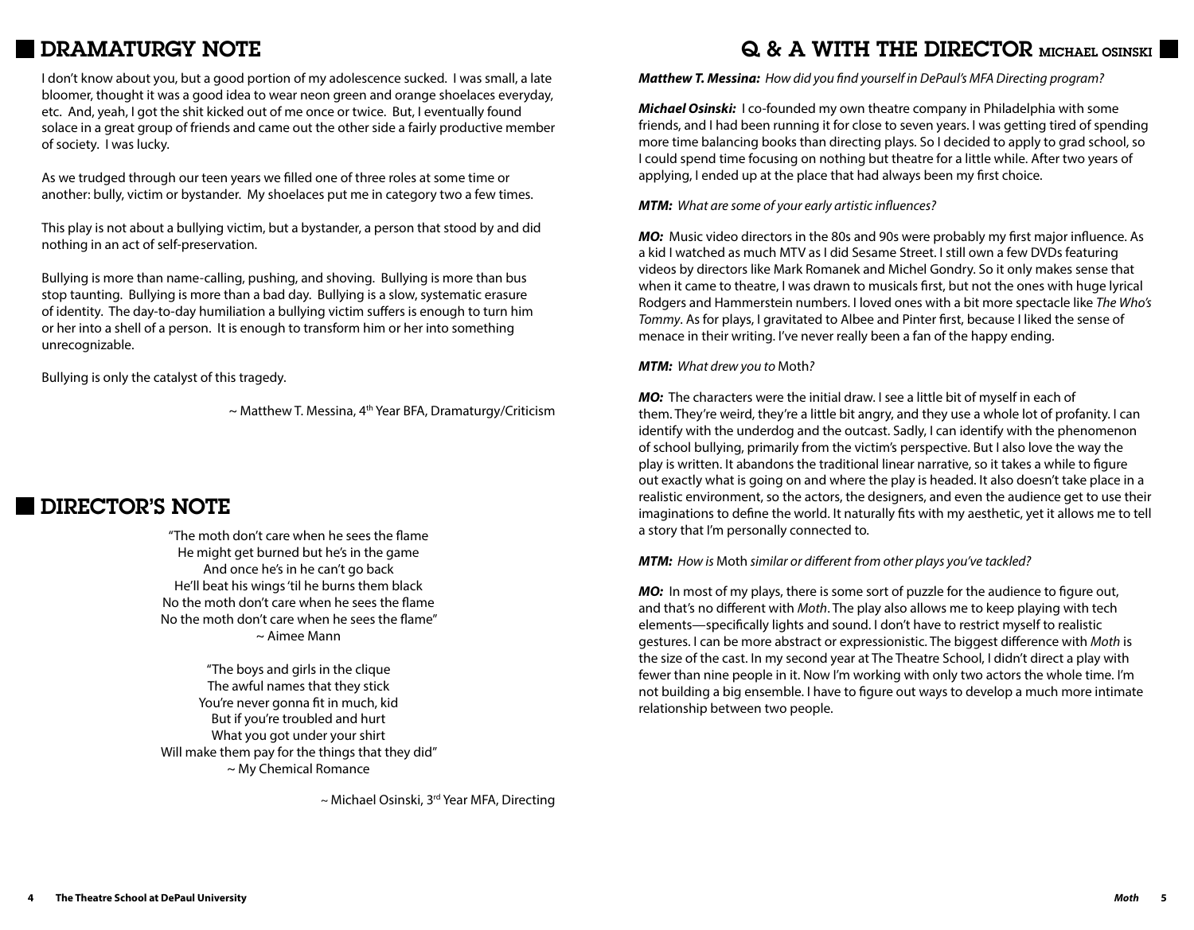## DRAMATURGY NOTE

I don't know about you, but a good portion of my adolescence sucked. I was small, a late bloomer, thought it was a good idea to wear neon green and orange shoelaces everyday, etc. And, yeah, I got the shit kicked out of me once or twice. But, I eventually found solace in a great group of friends and came out the other side a fairly productive member of society. I was lucky.

As we trudged through our teen years we filled one of three roles at some time or another: bully, victim or bystander. My shoelaces put me in category two a few times.

This play is not about a bullying victim, but a bystander, a person that stood by and did nothing in an act of self-preservation.

Bullying is more than name-calling, pushing, and shoving. Bullying is more than bus stop taunting. Bullying is more than a bad day. Bullying is a slow, systematic erasure of identity. The day-to-day humiliation a bullying victim suffers is enough to turn him or her into a shell of a person. It is enough to transform him or her into something unrecognizable.

Bullying is only the catalyst of this tragedy.

~ Matthew T. Messina, 4th Year BFA, Dramaturgy/Criticism

## DIRECTOR'S NOTE

"The moth don't care when he sees the flame
He might get burned but he's in the game
And once he's in he can't go back
He'll beat his wings 'til he burns them black
No the moth don't care when he sees the flame
No the moth don't care when he sees the flame"
~ Aimee Mann

"The boys and girls in the clique
The awful names that they stick
You're never gonna fit in much, kid
But if you're troubled and hurt
What you got under your shirt
Will make them pay for the things that they did"
~ My Chemical Romance

~ Michael Osinski, 3rd Year MFA, Directing

## Q & A WITH THE DIRECTOR MICHAEL OSINSKI

***Matthew T. Messina:*** *How did you find yourself in DePaul's MFA Directing program?*

***Michael Osinski:*** I co-founded my own theatre company in Philadelphia with some friends, and I had been running it for close to seven years. I was getting tired of spending more time balancing books than directing plays. So I decided to apply to grad school, so I could spend time focusing on nothing but theatre for a little while. After two years of applying, I ended up at the place that had always been my first choice.

***MTM:*** *What are some of your early artistic influences?*

***MO:*** Music video directors in the 80s and 90s were probably my first major influence. As a kid I watched as much MTV as I did Sesame Street. I still own a few DVDs featuring videos by directors like Mark Romanek and Michel Gondry. So it only makes sense that when it came to theatre, I was drawn to musicals first, but not the ones with huge lyrical Rodgers and Hammerstein numbers. I loved ones with a bit more spectacle like *The Who's Tommy*. As for plays, I gravitated to Albee and Pinter first, because I liked the sense of menace in their writing. I've never really been a fan of the happy ending.

***MTM:*** *What drew you to* Moth*?*

***MO:*** The characters were the initial draw. I see a little bit of myself in each of them. They're weird, they're a little bit angry, and they use a whole lot of profanity. I can identify with the underdog and the outcast. Sadly, I can identify with the phenomenon of school bullying, primarily from the victim's perspective. But I also love the way the play is written. It abandons the traditional linear narrative, so it takes a while to figure out exactly what is going on and where the play is headed. It also doesn't take place in a realistic environment, so the actors, the designers, and even the audience get to use their imaginations to define the world. It naturally fits with my aesthetic, yet it allows me to tell a story that I'm personally connected to.

***MTM:*** *How is* Moth *similar or different from other plays you've tackled?*

***MO:*** In most of my plays, there is some sort of puzzle for the audience to figure out, and that's no different with *Moth*. The play also allows me to keep playing with tech elements—specifically lights and sound. I don't have to restrict myself to realistic gestures. I can be more abstract or expressionistic. The biggest difference with *Moth* is the size of the cast. In my second year at The Theatre School, I didn't direct a play with fewer than nine people in it. Now I'm working with only two actors the whole time. I'm not building a big ensemble. I have to figure out ways to develop a much more intimate relationship between two people.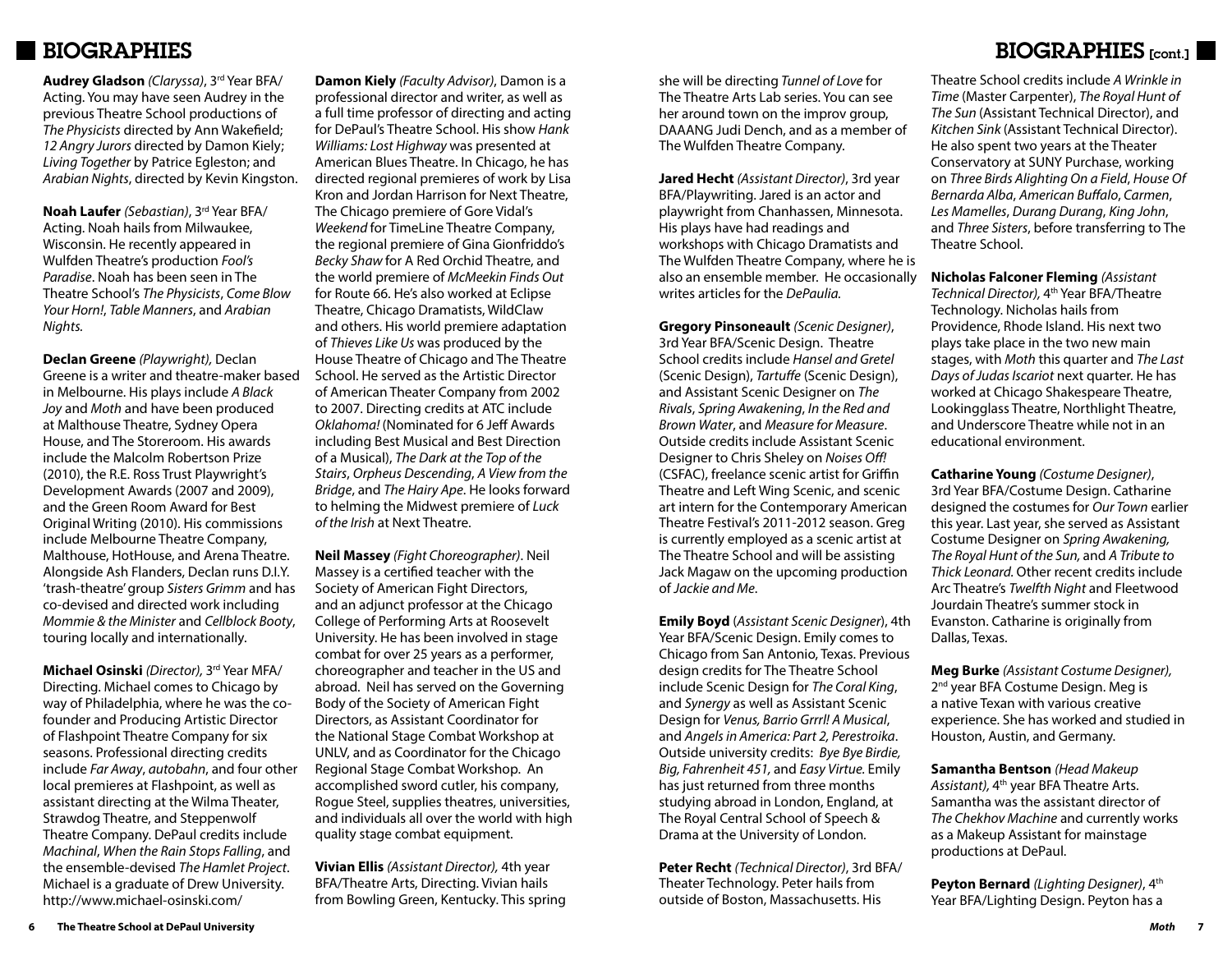# BIOGRAPHIES

**Audrey Gladson** *(Claryssa)*, 3rd Year BFA/ Acting. You may have seen Audrey in the previous Theatre School productions of *The Physicists* directed by Ann Wakefield; *12 Angry Jurors* directed by Damon Kiely; *Living Together* by Patrice Egleston; and *Arabian Nights*, directed by Kevin Kingston.

**Noah Laufer** *(Sebastian)*, 3rd Year BFA/ Acting. Noah hails from Milwaukee, Wisconsin. He recently appeared in Wulfden Theatre's production *Fool's Paradise*. Noah has been seen in The Theatre School's *The Physicists*, *Come Blow Your Horn!*, *Table Manners*, and *Arabian Nights.*

**Declan Greene** *(Playwright),* Declan Greene is a writer and theatre-maker based in Melbourne. His plays include *A Black Joy* and *Moth* and have been produced at Malthouse Theatre, Sydney Opera House, and The Storeroom. His awards include the Malcolm Robertson Prize (2010), the R.E. Ross Trust Playwright's Development Awards (2007 and 2009), and the Green Room Award for Best Original Writing (2010). His commissions include Melbourne Theatre Company, Malthouse, HotHouse, and Arena Theatre. Alongside Ash Flanders, Declan runs D.I.Y. 'trash-theatre' group *Sisters Grimm* and has co-devised and directed work including *Mommie & the Minister* and *Cellblock Booty*, touring locally and internationally.

**Michael Osinski** *(Director),* 3rd Year MFA/ Directing. Michael comes to Chicago by way of Philadelphia, where he was the co-founder and Producing Artistic Director of Flashpoint Theatre Company for six seasons. Professional directing credits include *Far Away*, *autobahn*, and four other local premieres at Flashpoint, as well as assistant directing at the Wilma Theater, Strawdog Theatre, and Steppenwolf Theatre Company. DePaul credits include *Machinal*, *When the Rain Stops Falling*, and the ensemble-devised *The Hamlet Project*. Michael is a graduate of Drew University. http://www.michael-osinski.com/

**Damon Kiely** *(Faculty Advisor)*, Damon is a professional director and writer, as well as a full time professor of directing and acting for DePaul's Theatre School. His show *Hank Williams: Lost Highway* was presented at American Blues Theatre. In Chicago, he has directed regional premieres of work by Lisa Kron and Jordan Harrison for Next Theatre, The Chicago premiere of Gore Vidal's *Weekend* for TimeLine Theatre Company, the regional premiere of Gina Gionfriddo's *Becky Shaw* for A Red Orchid Theatre, and the world premiere of *McMeekin Finds Out* for Route 66. He's also worked at Eclipse Theatre, Chicago Dramatists, WildClaw and others. His world premiere adaptation of *Thieves Like Us* was produced by the House Theatre of Chicago and The Theatre School. He served as the Artistic Director of American Theater Company from 2002 to 2007. Directing credits at ATC include *Oklahoma!* (Nominated for 6 Jeff Awards including Best Musical and Best Direction of a Musical), *The Dark at the Top of the Stairs*, *Orpheus Descending*, *A View from the Bridge*, and *The Hairy Ape*. He looks forward to helming the Midwest premiere of *Luck of the Irish* at Next Theatre.

**Neil Massey** *(Fight Choreographer)*. Neil Massey is a certified teacher with the Society of American Fight Directors, and an adjunct professor at the Chicago College of Performing Arts at Roosevelt University. He has been involved in stage combat for over 25 years as a performer, choreographer and teacher in the US and abroad. Neil has served on the Governing Body of the Society of American Fight Directors, as Assistant Coordinator for the National Stage Combat Workshop at UNLV, and as Coordinator for the Chicago Regional Stage Combat Workshop. An accomplished sword cutler, his company, Rogue Steel, supplies theatres, universities, and individuals all over the world with high quality stage combat equipment.

**Vivian Ellis** *(Assistant Director),* 4th year BFA/Theatre Arts, Directing. Vivian hails from Bowling Green, Kentucky. This spring she will be directing *Tunnel of Love* for The Theatre Arts Lab series. You can see her around town on the improv group, DAAANG Judi Dench, and as a member of The Wulfden Theatre Company.

**Jared Hecht** *(Assistant Director)*, 3rd year BFA/Playwriting. Jared is an actor and playwright from Chanhassen, Minnesota. His plays have had readings and workshops with Chicago Dramatists and The Wulfden Theatre Company, where he is also an ensemble member. He occasionally writes articles for the *DePaulia.*

**Gregory Pinsoneault** *(Scenic Designer)*, 3rd Year BFA/Scenic Design. Theatre School credits include *Hansel and Gretel* (Scenic Design), *Tartuffe* (Scenic Design), and Assistant Scenic Designer on *The Rivals*, *Spring Awakening*, *In the Red and Brown Water*, and *Measure for Measure*. Outside credits include Assistant Scenic Designer to Chris Sheley on *Noises Off!* (CSFAC), freelance scenic artist for Griffin Theatre and Left Wing Scenic, and scenic art intern for the Contemporary American Theatre Festival's 2011-2012 season. Greg is currently employed as a scenic artist at The Theatre School and will be assisting Jack Magaw on the upcoming production of *Jackie and Me*.

**Emily Boyd** (*Assistant Scenic Designer*), 4th Year BFA/Scenic Design. Emily comes to Chicago from San Antonio, Texas. Previous design credits for The Theatre School include Scenic Design for *The Coral King*, and *Synergy* as well as Assistant Scenic Design for *Venus, Barrio Grrrl! A Musical*, and *Angels in America: Part 2, Perestroika*. Outside university credits: *Bye Bye Birdie, Big, Fahrenheit 451,* and *Easy Virtue.* Emily has just returned from three months studying abroad in London, England, at The Royal Central School of Speech & Drama at the University of London.

**Peter Recht** *(Technical Director)*, 3rd BFA/ Theater Technology. Peter hails from outside of Boston, Massachusetts. His Theatre School credits include *A Wrinkle in Time* (Master Carpenter), *The Royal Hunt of The Sun* (Assistant Technical Director), and *Kitchen Sink* (Assistant Technical Director). He also spent two years at the Theater Conservatory at SUNY Purchase, working on *Three Birds Alighting On a Field*, *House Of Bernarda Alba*, *American Buffalo*, *Carmen*, *Les Mamelles*, *Durang Durang*, *King John*, and *Three Sisters*, before transferring to The Theatre School.

**Nicholas Falconer Fleming** *(Assistant Technical Director),* 4th Year BFA/Theatre Technology. Nicholas hails from Providence, Rhode Island. His next two plays take place in the two new main stages, with *Moth* this quarter and *The Last Days of Judas Iscariot* next quarter. He has worked at Chicago Shakespeare Theatre, Lookingglass Theatre, Northlight Theatre, and Underscore Theatre while not in an educational environment.

**Catharine Young** *(Costume Designer)*, 3rd Year BFA/Costume Design. Catharine designed the costumes for *Our Town* earlier this year. Last year, she served as Assistant Costume Designer on *Spring Awakening, The Royal Hunt of the Sun,* and *A Tribute to Thick Leonard.* Other recent credits include Arc Theatre's *Twelfth Night* and Fleetwood Jourdain Theatre's summer stock in Evanston. Catharine is originally from Dallas, Texas.

**Meg Burke** *(Assistant Costume Designer),* 2nd year BFA Costume Design. Meg is a native Texan with various creative experience. She has worked and studied in Houston, Austin, and Germany.

**Samantha Bentson** *(Head Makeup Assistant),* 4th year BFA Theatre Arts. Samantha was the assistant director of *The Chekhov Machine* and currently works as a Makeup Assistant for mainstage productions at DePaul.

**Peyton Bernard** *(Lighting Designer)*, 4th Year BFA/Lighting Design. Peyton has a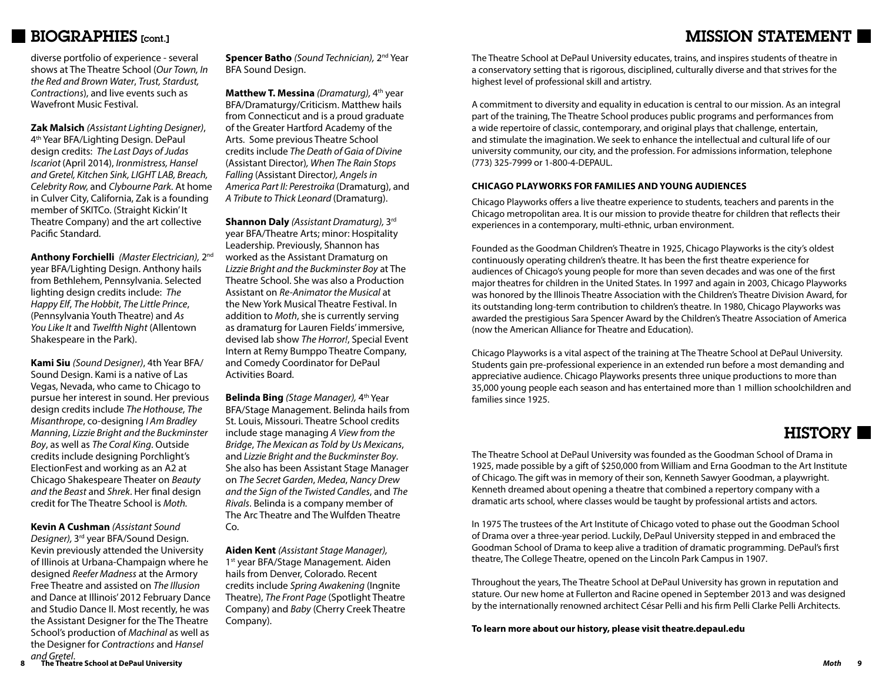## BIOGRAPHIES [cont.]

diverse portfolio of experience - several shows at The Theatre School (*Our Town, In the Red and Brown Water*, *Trust, Stardust, Contractions*), and live events such as Wavefront Music Festival.

**Zak Malsich** *(Assistant Lighting Designer)*, 4th Year BFA/Lighting Design. DePaul design credits: *The Last Days of Judas Iscariot* (April 2014), *Ironmistress, Hansel and Gretel, Kitchen Sink, LIGHT LAB, Breach, Celebrity Row,* and *Clybourne Park.* At home in Culver City, California, Zak is a founding member of SKITCo. (Straight Kickin' It Theatre Company) and the art collective Pacific Standard.

**Anthony Forchielli** *(Master Electrician),* 2nd year BFA/Lighting Design. Anthony hails from Bethlehem, Pennsylvania. Selected lighting design credits include: *The Happy Elf*, *The Hobbit*, *The Little Prince*, (Pennsylvania Youth Theatre) and *As You Like It* and *Twelfth Night* (Allentown Shakespeare in the Park).

**Kami Siu** *(Sound Designer)*, 4th Year BFA/Sound Design. Kami is a native of Las Vegas, Nevada, who came to Chicago to pursue her interest in sound. Her previous design credits include *The Hothouse, The Misanthrope*, co-designing *I Am Bradley Manning*, *Lizzie Bright and the Buckminster Boy*, as well as *The Coral King*. Outside credits include designing Porchlight's ElectionFest and working as an A2 at Chicago Shakespeare Theater on *Beauty and the Beast* and *Shrek*. Her final design credit for The Theatre School is *Moth.*

**Kevin A Cushman** *(Assistant Sound Designer),* 3rd year BFA/Sound Design. Kevin previously attended the University of Illinois at Urbana-Champaign where he designed *Reefer Madness* at the Armory Free Theatre and assisted on *The Illusion* and Dance at Illinois' 2012 February Dance and Studio Dance II. Most recently, he was the Assistant Designer for the The Theatre School's production of *Machinal* as well as the Designer for *Contractions* and *Hansel and Gretel*.

**Spencer Batho** *(Sound Technician),* 2nd Year BFA Sound Design.

**Matthew T. Messina** *(Dramaturg),* 4th year BFA/Dramaturgy/Criticism. Matthew hails from Connecticut and is a proud graduate of the Greater Hartford Academy of the Arts. Some previous Theatre School credits include *The Death of Gaia of Divine* (Assistant Director)*, When The Rain Stops Falling* (Assistant Director*), Angels in America Part II: Perestroika* (Dramaturg), and *A Tribute to Thick Leonard* (Dramaturg).

**Shannon Daly** *(Assistant Dramaturg),* 3rd year BFA/Theatre Arts; minor: Hospitality Leadership. Previously, Shannon has worked as the Assistant Dramaturg on *Lizzie Bright and the Buckminster Boy* at The Theatre School. She was also a Production Assistant on *Re-Animator the Musical* at the New York Musical Theatre Festival. In addition to *Moth*, she is currently serving as dramaturg for Lauren Fields' immersive, devised lab show *The Horror!*, Special Event Intern at Remy Bumppo Theatre Company, and Comedy Coordinator for DePaul Activities Board.

**Belinda Bing** *(Stage Manager),* 4th Year BFA/Stage Management. Belinda hails from St. Louis, Missouri. Theatre School credits include stage managing *A View from the Bridge*, *The Mexican as Told by Us Mexicans*, and *Lizzie Bright and the Buckminster Boy*. She also has been Assistant Stage Manager on *The Secret Garden*, *Medea*, *Nancy Drew and the Sign of the Twisted Candles*, and *The Rivals*. Belinda is a company member of The Arc Theatre and The Wulfden Theatre Co.

**Aiden Kent** *(Assistant Stage Manager),* 1st year BFA/Stage Management. Aiden hails from Denver, Colorado. Recent credits include *Spring Awakening* (Ingnite Theatre), *The Front Page* (Spotlight Theatre Company) and *Baby* (Cherry Creek Theatre Company).

## MISSION STATEMENT

The Theatre School at DePaul University educates, trains, and inspires students of theatre in a conservatory setting that is rigorous, disciplined, culturally diverse and that strives for the highest level of professional skill and artistry.

A commitment to diversity and equality in education is central to our mission. As an integral part of the training, The Theatre School produces public programs and performances from a wide repertoire of classic, contemporary, and original plays that challenge, entertain, and stimulate the imagination. We seek to enhance the intellectual and cultural life of our university community, our city, and the profession. For admissions information, telephone (773) 325-7999 or 1-800-4-DEPAUL.

**CHICAGO PLAYWORKS FOR FAMILIES AND YOUNG AUDIENCES**

Chicago Playworks offers a live theatre experience to students, teachers and parents in the Chicago metropolitan area. It is our mission to provide theatre for children that reflects their experiences in a contemporary, multi-ethnic, urban environment.

Founded as the Goodman Children's Theatre in 1925, Chicago Playworks is the city's oldest continuously operating children's theatre. It has been the first theatre experience for audiences of Chicago's young people for more than seven decades and was one of the first major theatres for children in the United States. In 1997 and again in 2003, Chicago Playworks was honored by the Illinois Theatre Association with the Children's Theatre Division Award, for its outstanding long-term contribution to children's theatre. In 1980, Chicago Playworks was awarded the prestigious Sara Spencer Award by the Children's Theatre Association of America (now the American Alliance for Theatre and Education).

Chicago Playworks is a vital aspect of the training at The Theatre School at DePaul University. Students gain pre-professional experience in an extended run before a most demanding and appreciative audience. Chicago Playworks presents three unique productions to more than 35,000 young people each season and has entertained more than 1 million schoolchildren and families since 1925.

## HISTORY

The Theatre School at DePaul University was founded as the Goodman School of Drama in 1925, made possible by a gift of $250,000 from William and Erna Goodman to the Art Institute of Chicago. The gift was in memory of their son, Kenneth Sawyer Goodman, a playwright. Kenneth dreamed about opening a theatre that combined a repertory company with a dramatic arts school, where classes would be taught by professional artists and actors.

In 1975 The trustees of the Art Institute of Chicago voted to phase out the Goodman School of Drama over a three-year period. Luckily, DePaul University stepped in and embraced the Goodman School of Drama to keep alive a tradition of dramatic programming. DePaul's first theatre, The College Theatre, opened on the Lincoln Park Campus in 1907.

Throughout the years, The Theatre School at DePaul University has grown in reputation and stature. Our new home at Fullerton and Racine opened in September 2013 and was designed by the internationally renowned architect César Pelli and his firm Pelli Clarke Pelli Architects.

**To learn more about our history, please visit theatre.depaul.edu**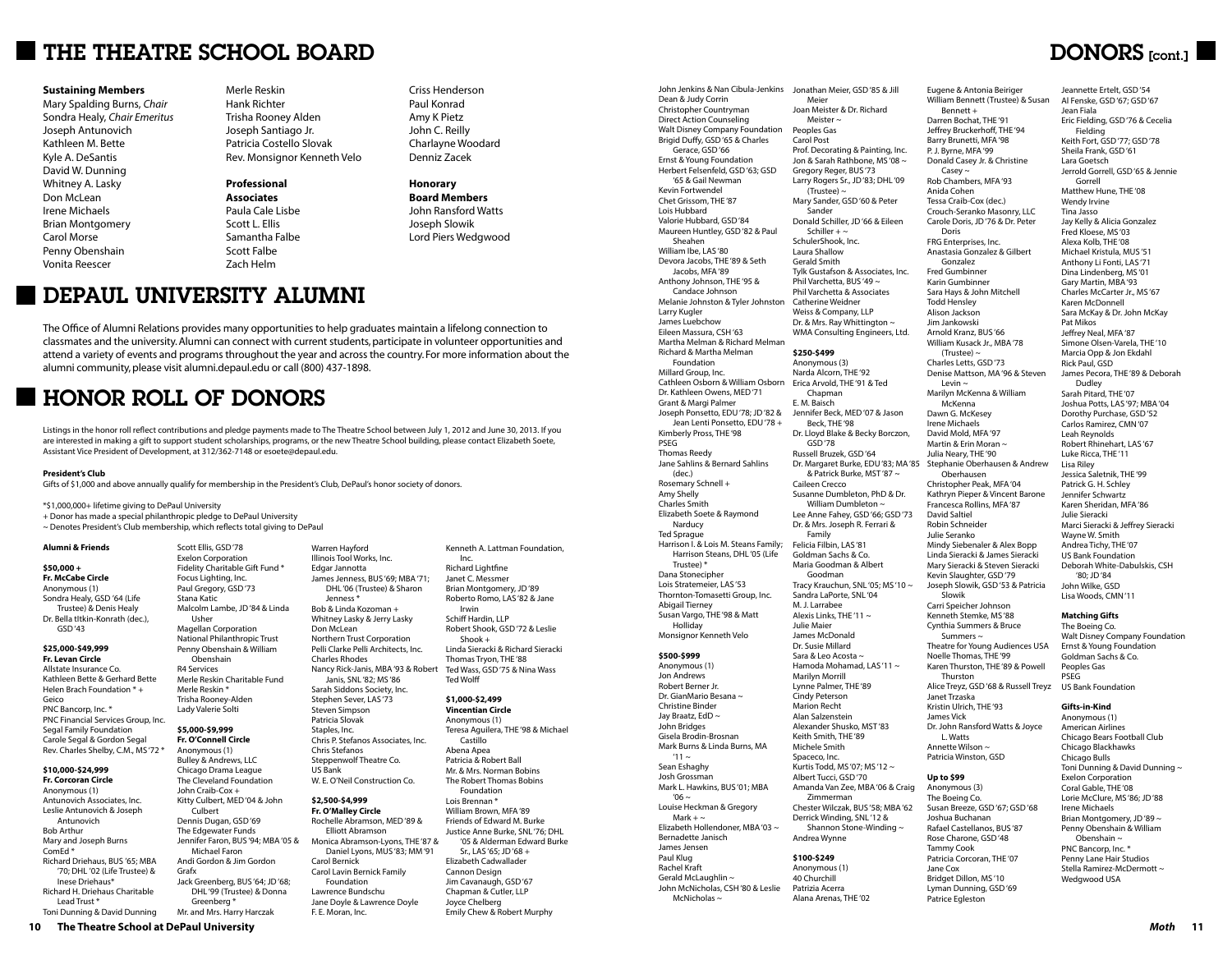# THE THEATRE SCHOOL BOARD

**Sustaining Members**
Mary Spalding Burns, *Chair*
Sondra Healy, *Chair Emeritus*
Joseph Antunovich
Kathleen M. Bette
Kyle A. DeSantis
David W. Dunning
Whitney A. Lasky
Don McLean
Irene Michaels
Brian Montgomery
Carol Morse
Penny Obenshain
Vonita Reescer
Merle Reskin
Hank Richter
Trisha Rooney Alden
Joseph Santiago Jr.
Patricia Costello Slovak
Rev. Monsignor Kenneth Velo

**Professional Associates**
Paula Cale Lisbe
Scott L. Ellis
Samantha Falbe
Scott Falbe
Zach Helm
Criss Henderson
Paul Konrad
Amy K Pietz
John C. Reilly
Charlayne Woodard
Denniz Zacek

**Honorary Board Members**
John Ransford Watts
Joseph Slowik
Lord Piers Wedgwood

# DEPAUL UNIVERSITY ALUMNI

The Office of Alumni Relations provides many opportunities to help graduates maintain a lifelong connection to classmates and the university. Alumni can connect with current students, participate in volunteer opportunities and attend a variety of events and programs throughout the year and across the country. For more information about the alumni community, please visit alumni.depaul.edu or call (800) 437-1898.

# HONOR ROLL OF DONORS

Listings in the honor roll reflect contributions and pledge payments made to The Theatre School between July 1, 2012 and June 30, 2013. If you are interested in making a gift to support student scholarships, programs, or the new Theatre School building, please contact Elizabeth Soete, Assistant Vice President of Development, at 312/362-7148 or esoete@depaul.edu.

**President's Club**
Gifts of $1,000 and above annually qualify for membership in the President's Club, DePaul's honor society of donors.

*$1,000,000+ lifetime giving to DePaul University
+ Donor has made a special philanthropic pledge to DePaul University
~ Denotes President's Club membership, which reflects total giving to DePaul

**Alumni & Friends**

**$50,000 +**
**Fr. McCabe Circle**
Anonymous (1)
Sondra Healy, GSD '64 (Life Trustee) & Denis Healy
Dr. Bella Itkin-Konrath (dec.), GSD '43

**$25,000-$49,999**
**Fr. Levan Circle**
Allstate Insurance Co.
Kathleen Bette & Gerhard Bette
Helen Brach Foundation * +
Geico
PNC Bancorp, Inc. *
PNC Financial Services Group, Inc.
Segal Family Foundation
Carole Segal & Gordon Segal
Rev. Charles Shelby, C.M., MS '72 *

**$10,000-$24,999**
**Fr. Corcoran Circle**
Anonymous (1)
Antunovich Associates, Inc.
Leslie Antunovich & Joseph Antunovich
Bob Arthur
Mary and Joseph Burns
ComEd *
Richard Driehaus, BUS '65; MBA '70; DHL '02 (Life Trustee) & Inese Driehaus*
Richard H. Driehaus Charitable Lead Trust *
Toni Dunning & David Dunning
Scott Ellis, GSD '78
Exelon Corporation
Fidelity Charitable Gift Fund *
Focus Lighting, Inc.
Paul Gregory, GSD '73
Stana Katic
Malcolm Lambe, JD '84 & Linda Usher
Magellan Corporation
National Philanthropic Trust
Penny Obenshain & William Obenshain
R4 Services
Merle Reskin Charitable Fund
Merle Reskin *
Trisha Rooney-Alden
Lady Valerie Solti

**$5,000-$9,999**
**Fr. O'Connell Circle**
Anonymous (1)
Bulley & Andrews, LLC
Chicago Drama League
The Cleveland Foundation
John Craib-Cox +
Kitty Culbert, MED '04 & John Culbert
Dennis Dugan, GSD '69
The Edgewater Funds
Jennifer Faron, BUS '94; MBA '05 & Michael Faron
Andi Gordon & Jim Gordon
Grafx
Jack Greenberg, BUS '64; JD '68; DHL '99 (Trustee) & Donna Greenberg *
Mr. and Mrs. Harry Harczak
Warren Hayford
Illinois Tool Works, Inc.
Edgar Jannotta
James Jenness, BUS '69; MBA '71; DHL '06 (Trustee) & Sharon Jenness *
Bob & Linda Kozoman +
Whitney Lasky & Jerry Lasky
Don McLean
Northern Trust Corporation
Pelli Clarke Pelli Architects, Inc.
Charles Rhodes
Nancy Rick-Janis, MBA '93 & Robert Janis, SNL '82; MS '86
Sarah Siddons Society, Inc.
Stephen Sever, LAS '73
Steven Simpson
Patricia Slovak
Staples, Inc.
Chris P. Stefanos Associates, Inc.
Chris Stefanos
Steppenwolf Theatre Co.
US Bank
W. E. O'Neil Construction Co.

**$2,500-$4,999**
**Fr. O'Malley Circle**
Rochelle Abramson, MED '89 & Elliott Abramson
Monica Abramson-Lyons, THE '87 & Daniel Lyons, MUS '83; MM '91
Carol Bernick
Carol Lavin Bernick Family Foundation
Lawrence Bundschu
Jane Doyle & Lawrence Doyle
F. E. Moran, Inc.
Kenneth A. Lattman Foundation, Inc.
Richard Lightfine
Janet C. Messmer
Brian Montgomery, JD '89
Roberto Romo, LAS '82 & Jane Irwin
Schiff Hardin, LLP
Robert Shook, GSD '72 & Leslie Shook +
Linda Sieracki & Richard Sieracki
Thomas Tryon, THE '88
Ted Wass, GSD '75 & Nina Wass
Ted Wolff

**$1,000-$2,499**
**Vincentian Circle**
Anonymous (1)
Teresa Aguilera, THE '98 & Michael Castillo
Abena Apea
Patricia & Robert Ball
Mr. & Mrs. Norman Bobins
The Robert Thomas Bobins Foundation
Lois Brennan *
William Brown, MFA '89
Friends of Edward M. Burke
Justice Anne Burke, SNL '76; DHL '05 & Alderman Edward Burke Sr., LAS '65; JD '68 +
Elizabeth Cadwallader
Cannon Design
Jim Cavanaugh, GSD '67
Chapman & Cutler, LLP
Joyce Chelberg
Emily Chew & Robert Murphy
John Jenkins & Nan Cibula-Jenkins
Dean & Judy Corrin
Christopher Countryman
Direct Action Counseling
Walt Disney Company Foundation
Brigid Duffy, GSD '65 & Charles Gerace, GSD '66
Ernst & Young Foundation
Herbert Felsenfeld, GSD '63; GSD '65 & Gail Newman
Kevin Fortwendel
Chet Grissom, THE '87
Lois Hubbard
Valorie Hubbard, GSD '84
Maureen Huntley, GSD '82 & Paul Sheahen
William Ibe, LAS '80
Devora Jacobs, THE '89 & Seth Jacobs, MFA '89
Anthony Johnson, THE '95 & Candace Johnson
Melanie Johnston & Tyler Johnston
Larry Kugler
James Luebchow
Eileen Massura, CSH '63
Martha Melman & Richard Melman
Richard & Martha Melman Foundation
Millard Group, Inc.
Cathleen Osborn & William Osborn
Dr. Kathleen Owens, MED '71
Grant & Margi Palmer
Joseph Ponsetto, EDU '78; JD '82 & Jean Lenti Ponsetto, EDU '78 +
Kimberly Pross, THE '98
PSEG
Thomas Reedy
Jane Sahlins & Bernard Sahlins (dec.)
Rosemary Schnell +
Amy Shelly
Charles Smith
Elizabeth Soete & Raymond Narducy
Ted Sprague
Harrison I. & Lois M. Steans Family; Harrison Steans, DHL '05 (Life Trustee) *
Dana Stonecipher
Lois Stratemeier, LAS '53
Thornton-Tomasetti Group, Inc.
Abigail Tierney
Susan Vargo, THE '98 & Matt Holliday
Monsignor Kenneth Velo

**$500-$999**
Anonymous (1)
Jon Andrews
Robert Berner Jr.
Dr. Gian-Mario Besana ~
Christine Binder
Jay Braatz, EdD ~
John Bridges
Gisela Brodin-Brosnan
Mark Burns & Linda Burns, MA '11 ~
Sean Eshaghy
Josh Grossman
Mark L. Hawkins, BUS '01; MBA '06 ~
Louise Heckman & Gregory Mark + ~
Elizabeth Hollendoner, MBA '03 ~
Bernadette Janisch
James Jensen
Paul Klug
Rachel Kraft
Gerald McLaughlin ~
John McNicholas, CSH '80 & Leslie McNicholas ~
Jonathan Meier, GSD '85 & Jill Meier
Joan Meister & Dr. Richard Meister ~
Peoples Gas
Carol Post
Prof. Decorating & Painting, Inc.
Jon & Sarah Rathbone, MS '08 ~
Gregory Reger, BUS '73
Larry Rogers Sr., JD '83; DHL '09 (Trustee) ~
Mary Sander, GSD '60 & Peter Sander
Donald Schiller, JD '66 & Eileen Schiller + ~
SchulerShook, Inc.
Laura Shallow
Gerald Smith
Tylk Gustafson & Associates, Inc.
Phil Varchetta, BUS '49 ~
Phil Varchetta & Associates
Catherine Weidner
Weiss & Company, LLP
Dr. & Mrs. Ray Whittington ~
WMA Consulting Engineers, Ltd.

**$250-$499**
Anonymous (3)
Narda Alcorn, THE '92
Erica Arvold, THE '91 & Ted Chapman
E. M. Baisch
Jennifer Beck, MED '07 & Jason Beck, THE '98
Dr. Lloyd Blake & Becky Borczon, GSD '78
Russell Bruzek, GSD '64
Dr. Margaret Burke, EDU '83; MA '85 & Patrick Burke, MST '87 ~
Caileen Crecco
Susanne Dumbleton, PhD & Dr. William Dumbleton ~
Lee Anne Fahey, GSD '66; GSD '73
Dr. & Mrs. Joseph R. Ferrari & Family
Felicia Filbin, LAS '81
Goldman Sachs & Co.
Maria Goodman & Albert Goodman
Tracy Krauchun, SNL '05; MS '10 ~
Sandra LaPorte, SNL '04
M. J. Larrabee
Alexis Links, THE '11 ~
Julie Maier
James McDonald
Dr. Susie Millard
Sara & Leo Acosta ~
Hamoda Mohamad, LAS '11 ~
Marilyn Morrill
Lynne Palmer, THE '89
Cindy Peterson
Marion Recht
Alan Salzenstein
Alexander Shusko, MST '83
Keith Smith, THE '89
Michele Smith
Spaceco, Inc.
Kurtis Todd, MS '07; MS '12 ~
Albert Tucci, GSD '70
Amanda Van Zee, MBA '06 & Craig Zimmerman
Chester Wilczak, BUS '58; MBA '62
Derrick Winding, SNL '12 & Shannon Stone-Winding ~
Andrea Wynne

**$100-$249**
Anonymous (1)
40 Churchill
Patrizia Acerra
Alana Arenas, THE '02
Eugene & Antonia Beiriger
William Bennett (Trustee) & Susan Bennett +
Darren Bochat, THE '91
Jeffrey Bruckerhoff, THE '94
Barry Brunetti, MFA '98
P. J. Byrne, MFA '99
Donald Casey Jr. & Christine Casey ~
Rob Chambers, MFA '93
Anida Cohen
Tessa Craib-Cox (dec.)
Crouch-Seranko Masonry, LLC
Carole Doris, JD '76 & Dr. Peter Doris
FRG Enterprises, Inc.
Anastasia Gonzalez & Gilbert Gonzalez
Fred Gumbinner
Karin Gumbinner
Sara Hays & John Mitchell
Todd Hensley
Alison Jackson
Jim Jankowski
Arnold Kranz, BUS '66
William Kusack Jr., MBA '78 (Trustee) ~
Charles Letts, GSD '73
Denise Mattson, MA '96 & Steven Levin ~
Marilyn McKenna & William McKenna
Dawn G. McKesey
Irene Michaels
David Mold, MFA '97
Martin & Erin Moran ~
Julia Neary, THE '90
Stephanie Oberhausen & Andrew Oberhausen
Christopher Peak, MFA '04
Kathryn Pieper & Vincent Barone
Francesca Rollins, MFA '87
David Saltiel
Robin Schneider
Julie Seranko
Mindy Siebenaler & Alex Bopp
Linda Sieracki & James Sieracki
Mary Sieracki & Steven Sieracki
Kevin Slaughter, GSD '79
Joseph Slowik, GSD '53 & Patricia Slowik
Carri Speicher Johnson
Kenneth Stemke, MS '88
Cynthia Summers & Bruce Summers ~
Theatre for Young Audiences USA
Noelle Thomas, THE '99
Karen Thurston, THE '89 & Powell Thurston
Alice Treyz, GSD '68 & Russell Treyz
Janet Trzaska
Kristin Ulrich, THE '93
James Vick
Dr. John Ransford Watts & Joyce L. Watts
Annette Wilson ~
Patricia Winston, GSD

**Up to $99**
Anonymous (3)
The Boeing Co.
Susan Breeze, GSD '67; GSD '68
Joshua Buchanan
Rafael Castellanos, BUS '87
Rose Charone, GSD '48
Tammy Cook
Patricia Corcoran, THE '07
Jane Cox
Bridget Dillon, MS '10
Lyman Dunning, GSD '69
Patrice Egleston
Jeannette Ertelt, GSD '54
Al Fenske, GSD '67; GSD '67
Jean Fiala
Eric Fielding, GSD '76 & Cecelia Fielding
Keith Fort, GSD '77; GSD '78
Sheila Frank, GSD '61
Lara Goetsch
Jerrold Gorrell, GSD '65 & Jennie Gorrell
Matthew Hune, THE '08
Wendy Irvine
Tina Jasso
Jay Kelly & Alicia Gonzalez
Fred Kloese, MS '03
Alexa Kolb, THE '08
Michael Kristula, MUS '51
Anthony Li Fonti, LAS '71
Dina Lindenberg, MS '01
Gary Martin, MBA '93
Charles McCarter Jr., MS '67
Karen McDonnell
Sara McKay & Dr. John McKay
Pat Mikos
Jeffrey Neal, MFA '87
Simone Olsen-Varela, THE '10
Marcia Opp & Jon Ekdahl
Rick Paul, GSD
James Pecora, THE '89 & Deborah Dudley
Sarah Pitard, THE '07
Joshua Potts, LAS '97; MBA '04
Dorothy Purchase, GSD '52
Carlos Ramirez, CMN '07
Leah Reynolds
Robert Rhinehart, LAS '67
Luke Ricca, THE '11
Lisa Riley
Jessica Saletnik, THE '99
Patrick G. H. Schley
Jennifer Schwartz
Karen Sheridan, MFA '86
Julie Sieracki
Marci Sieracki & Jeffrey Sieracki
Wayne W. Smith
Andrea Tichy, THE '07
US Bank Foundation
Deborah White-Dabulskis, CSH '80; JD '84
John Wilke, GSD
Lisa Woods, CMN '11

**Matching Gifts**
The Boeing Co.
Walt Disney Company Foundation
Ernst & Young Foundation
Goldman Sachs & Co.
Peoples Gas
PSEG
US Bank Foundation

**Gifts-in-Kind**
Anonymous (1)
American Airlines
Chicago Bears Football Club
Chicago Blackhawks
Chicago Bulls
Toni Dunning & David Dunning ~
Exelon Corporation
Coral Gable, THE '08
Lorie McClure, MS '86; JD '88
Irene Michaels
Brian Montgomery, JD '89 ~
Penny Obenshain & William Obenshain ~
PNC Bancorp, Inc. *
Penny Lane Hair Studios
Stella Ramirez-McDermott ~
Wedgwood USA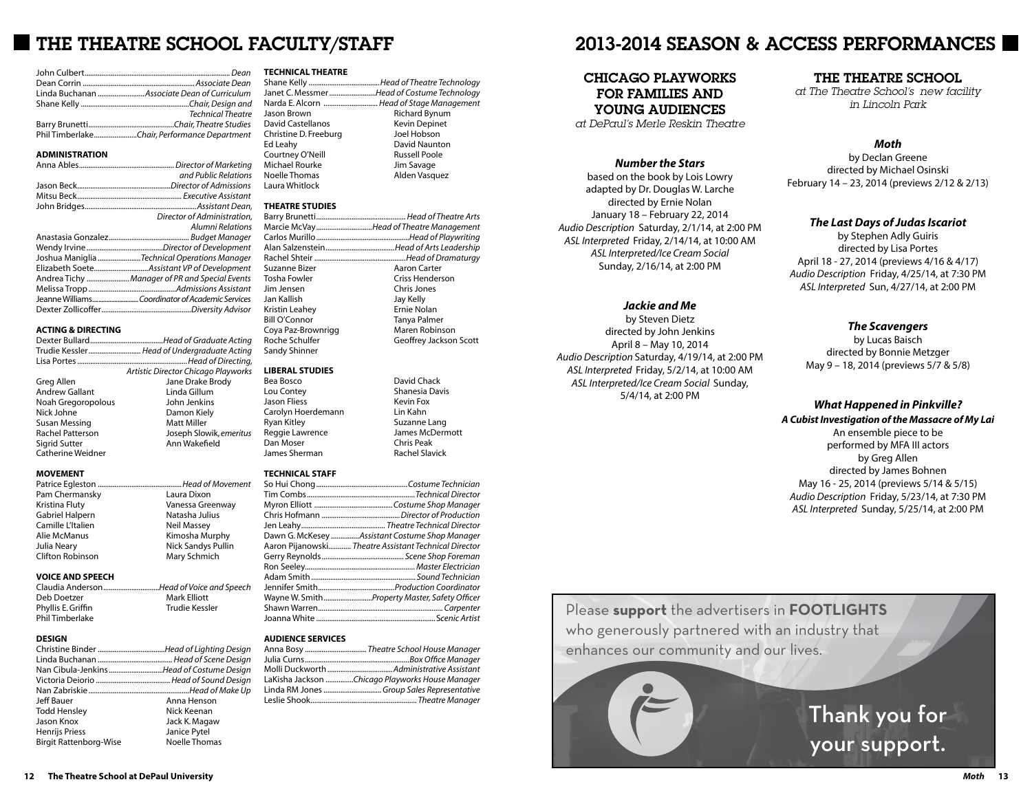# THE THEATRE SCHOOL FACULTY/STAFF

John Culbert ... *Dean*
Dean Corrin ... *Associate Dean*
Linda Buchanan ... *Associate Dean of Curriculum*
Shane Kelly ... *Chair, Design and Technical Theatre*
Barry Brunetti ... *Chair, Theatre Studies*
Phil Timberlake ... *Chair, Performance Department*

### ADMINISTRATION

Anna Ables ... *Director of Marketing and Public Relations*
Jason Beck ... *Director of Admissions*
Mitsu Beck ... *Executive Assistant*
John Bridges ... *Assistant Dean, Director of Administration, Alumni Relations*
Anastasia Gonzalez ... *Budget Manager*
Wendy Irvine ... *Director of Development*
Joshua Maniglia ... *Technical Operations Manager*
Elizabeth Soete ... *Assistant VP of Development*
Andrea Tichy ... *Manager of PR and Special Events*
Melissa Tropp ... *Admissions Assistant*
Jeanne Williams ... *Coordinator of Academic Services*
Dexter Zollicoffer ... *Diversity Advisor*

### ACTING & DIRECTING

Dexter Bullard ... *Head of Graduate Acting*
Trudie Kessler ... *Head of Undergraduate Acting*
Lisa Portes ... *Head of Directing, Artistic Director Chicago Playworks*

Greg Allen, Jane Drake Brody, Andrew Gallant, Linda Gillum, Noah Gregoropolous, John Jenkins, Nick Johne, Damon Kiely, Susan Messing, Matt Miller, Rachel Patterson, Joseph Slowik, *emeritus*, Sigrid Sutter, Ann Wakefield, Catherine Weidner

### MOVEMENT

Patrice Egleston ... *Head of Movement*

Pam Chermansky, Laura Dixon, Kristina Fluty, Vanessa Greenway, Gabriel Halpern, Natasha Julius, Camille L'Italien, Neil Massey, Alie McManus, Kimosha Murphy, Julia Neary, Nick Sandys Pullin, Clifton Robinson, Mary Schmich

### VOICE AND SPEECH

Claudia Anderson ... *Head of Voice and Speech*

Deb Doetzer, Mark Elliott, Phyllis E. Griffin, Trudie Kessler, Phil Timberlake

### DESIGN

Christine Binder ... *Head of Lighting Design*
Linda Buchanan ... *Head of Scene Design*
Nan Cibula-Jenkins ... *Head of Costume Design*
Victoria Deiorio ... *Head of Sound Design*
Nan Zabriskie ... *Head of Make Up*

Jeff Bauer, Anna Henson, Todd Hensley, Nick Keenan, Jason Knox, Jack K. Magaw, Henrijs Priess, Janice Pytel, Birgit Rattenborg-Wise, Noelle Thomas

### TECHNICAL THEATRE

Shane Kelly ... *Head of Theatre Technology*
Janet C. Messmer ... *Head of Costume Technology*
Narda E. Alcorn ... *Head of Stage Management*

Jason Brown, Richard Bynum, David Castellanos, Kevin Depinet, Christine D. Freeburg, Joel Hobson, Ed Leahy, David Naunton, Courtney O'Neill, Russell Poole, Michael Rourke, Jim Savage, Noelle Thomas, Alden Vasquez, Laura Whitlock

### THEATRE STUDIES

Barry Brunetti ... *Head of Theatre Arts*
Marcie McVay ... *Head of Theatre Management*
Carlos Murillo ... *Head of Playwriting*
Alan Salzenstein ... *Head of Arts Leadership*
Rachel Shteir ... *Head of Dramaturgy*

Suzanne Bizer, Aaron Carter, Tosha Fowler, Criss Henderson, Jim Jensen, Chris Jones, Jan Kallish, Jay Kelly, Kristin Leahey, Ernie Nolan, Bill O'Connor, Tanya Palmer, Coya Paz-Brownrigg, Maren Robinson, Roche Schulfer, Geoffrey Jackson Scott, Sandy Shinner

### LIBERAL STUDIES

Bea Bosco, David Chack, Lou Contey, Shanesia Davis, Jason Fliess, Kevin Fox, Carolyn Hoerdemann, Lin Kahn, Ryan Kitley, Suzanne Lang, Reggie Lawrence, James McDermott, Dan Moser, Chris Peak, James Sherman, Rachel Slavick

### TECHNICAL STAFF

So Hui Chong ... *Costume Technician*
Tim Combs ... *Technical Director*
Myron Elliott ... *Costume Shop Manager*
Chris Hofmann ... *Director of Production*
Jen Leahy ... *Theatre Technical Director*
Dawn G. McKesey ... *Assistant Costume Shop Manager*
Aaron Pijanowski ... *Theatre Assistant Technical Director*
Gerry Reynolds ... *Scene Shop Foreman*
Ron Seeley ... *Master Electrician*
Adam Smith ... *Sound Technician*
Jennifer Smith ... *Production Coordinator*
Wayne W. Smith ... *Property Master, Safety Officer*
Shawn Warren ... *Carpenter*
Joanna White ... *Scenic Artist*

### AUDIENCE SERVICES

Anna Bosy ... *Theatre School House Manager*
Julia Curns ... *Box Office Manager*
Molli Duckworth ... *Administrative Assistant*
LaKisha Jackson ... *Chicago Playworks House Manager*
Linda RM Jones ... *Group Sales Representative*
Leslie Shook ... *Theatre Manager*

# 2013-2014 SEASON & ACCESS PERFORMANCES

## CHICAGO PLAYWORKS FOR FAMILIES AND YOUNG AUDIENCES

*at DePaul's Merle Reskin Theatre*

### *Number the Stars*

based on the book by Lois Lowry
adapted by Dr. Douglas W. Larche
directed by Ernie Nolan
January 18 – February 22, 2014
*Audio Description* Saturday, 2/1/14, at 2:00 PM
*ASL Interpreted* Friday, 2/14/14, at 10:00 AM
*ASL Interpreted/Ice Cream Social* Sunday, 2/16/14, at 2:00 PM

### *Jackie and Me*

by Steven Dietz
directed by John Jenkins
April 8 – May 10, 2014
*Audio Description* Saturday, 4/19/14, at 2:00 PM
*ASL Interpreted* Friday, 5/2/14, at 10:00 AM
*ASL Interpreted/Ice Cream Social* Sunday, 5/4/14, at 2:00 PM

## THE THEATRE SCHOOL

*at The Theatre School's new facility in Lincoln Park*

### *Moth*

by Declan Greene
directed by Michael Osinski
February 14 – 23, 2014 (previews 2/12 & 2/13)

### *The Last Days of Judas Iscariot*

by Stephen Adly Guiris
directed by Lisa Portes
April 18 - 27, 2014 (previews 4/16 & 4/17)
*Audio Description* Friday, 4/25/14, at 7:30 PM
*ASL Interpreted* Sun, 4/27/14, at 2:00 PM

### *The Scavengers*

by Lucas Baisch
directed by Bonnie Metzger
May 9 – 18, 2014 (previews 5/7 & 5/8)

### *What Happened in Pinkville?*

***A Cubist Investigation of the Massacre of My Lai***

An ensemble piece to be performed by MFA III actors
by Greg Allen
directed by James Bohnen
May 16 - 25, 2014 (previews 5/14 & 5/15)
*Audio Description* Friday, 5/23/14, at 7:30 PM
*ASL Interpreted* Sunday, 5/25/14, at 2:00 PM

Please **support** the advertisers in **FOOTLIGHTS** who generously partnered with an industry that enhances our community and our lives.

Thank you for your support.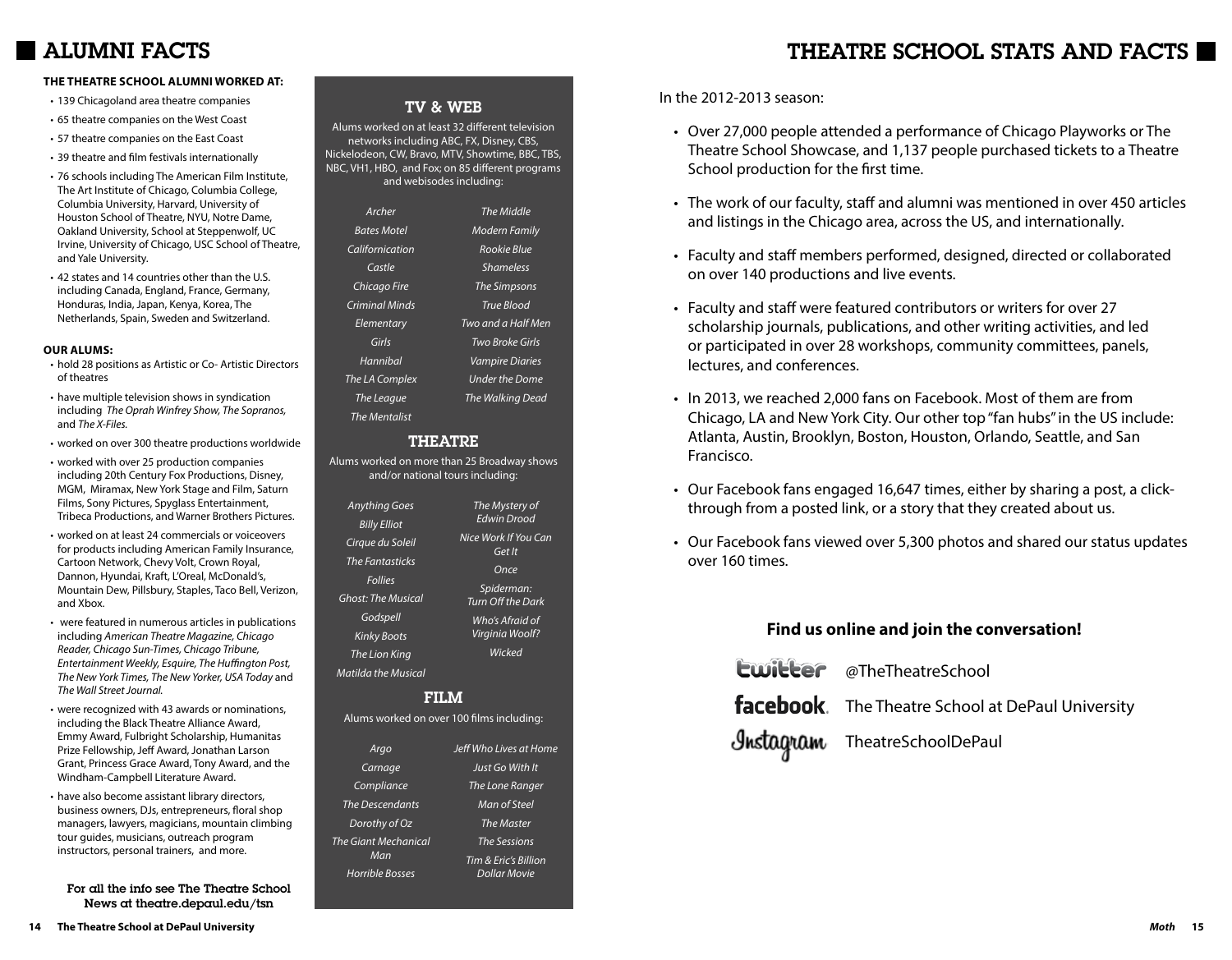# ALUMNI FACTS

**THE THEATRE SCHOOL ALUMNI WORKED AT:**

- 139 Chicagoland area theatre companies
- 65 theatre companies on the West Coast
- 57 theatre companies on the East Coast
- 39 theatre and film festivals internationally
- 76 schools including The American Film Institute, The Art Institute of Chicago, Columbia College, Columbia University, Harvard, University of Houston School of Theatre, NYU, Notre Dame, Oakland University, School at Steppenwolf, UC Irvine, University of Chicago, USC School of Theatre, and Yale University.
- 42 states and 14 countries other than the U.S. including Canada, England, France, Germany, Honduras, India, Japan, Kenya, Korea, The Netherlands, Spain, Sweden and Switzerland.

**OUR ALUMS:**

- hold 28 positions as Artistic or Co- Artistic Directors of theatres
- have multiple television shows in syndication including *The Oprah Winfrey Show, The Sopranos,* and *The X-Files.*
- worked on over 300 theatre productions worldwide
- worked with over 25 production companies including 20th Century Fox Productions, Disney, MGM, Miramax, New York Stage and Film, Saturn Films, Sony Pictures, Spyglass Entertainment, Tribeca Productions, and Warner Brothers Pictures.
- worked on at least 24 commercials or voiceovers for products including American Family Insurance, Cartoon Network, Chevy Volt, Crown Royal, Dannon, Hyundai, Kraft, L'Oreal, McDonald's, Mountain Dew, Pillsbury, Staples, Taco Bell, Verizon, and Xbox.
- were featured in numerous articles in publications including *American Theatre Magazine, Chicago Reader, Chicago Sun-Times, Chicago Tribune, Entertainment Weekly, Esquire, The Huffington Post, The New York Times, The New Yorker, USA Today* and *The Wall Street Journal.*
- were recognized with 43 awards or nominations, including the Black Theatre Alliance Award, Emmy Award, Fulbright Scholarship, Humanitas Prize Fellowship, Jeff Award, Jonathan Larson Grant, Princess Grace Award, Tony Award, and the Windham-Campbell Literature Award.
- have also become assistant library directors, business owners, DJs, entrepreneurs, floral shop managers, lawyers, magicians, mountain climbing tour guides, musicians, outreach program instructors, personal trainers, and more.

For all the info see The Theatre School News at theatre.depaul.edu/tsn

## TV & WEB

Alums worked on at least 32 different television networks including ABC, FX, Disney, CBS, Nickelodeon, CW, Bravo, MTV, Showtime, BBC, TBS, NBC, VH1, HBO, and Fox; on 85 different programs and webisodes including:

*Archer*
*Bates Motel*
*Californication*
*Castle*
*Chicago Fire*
*Criminal Minds*
*Elementary*
*Girls*
*Hannibal*
*The LA Complex*
*The League*
*The Mentalist*
*The Middle*
*Modern Family*
*Rookie Blue*
*Shameless*
*The Simpsons*
*True Blood*
*Two and a Half Men*
*Two Broke Girls*
*Vampire Diaries*
*Under the Dome*
*The Walking Dead*

## THEATRE

Alums worked on more than 25 Broadway shows and/or national tours including:

*Anything Goes*
*Billy Elliot*
*Cirque du Soleil*
*The Fantasticks*
*Follies*
*Ghost: The Musical*
*Godspell*
*Kinky Boots*
*The Lion King*
*Matilda the Musical*
*The Mystery of Edwin Drood*
*Nice Work If You Can Get It*
*Once*
*Spiderman: Turn Off the Dark*
*Who's Afraid of Virginia Woolf?*
*Wicked*

## FILM

Alums worked on over 100 films including:

*Argo*
*Carnage*
*Compliance*
*The Descendants*
*Dorothy of Oz*
*The Giant Mechanical Man*
*Horrible Bosses*
*Jeff Who Lives at Home*
*Just Go With It*
*The Lone Ranger*
*Man of Steel*
*The Master*
*The Sessions*
*Tim & Eric's Billion Dollar Movie*

# THEATRE SCHOOL STATS AND FACTS

In the 2012-2013 season:

- Over 27,000 people attended a performance of Chicago Playworks or The Theatre School Showcase, and 1,137 people purchased tickets to a Theatre School production for the first time.
- The work of our faculty, staff and alumni was mentioned in over 450 articles and listings in the Chicago area, across the US, and internationally.
- Faculty and staff members performed, designed, directed or collaborated on over 140 productions and live events.
- Faculty and staff were featured contributors or writers for over 27 scholarship journals, publications, and other writing activities, and led or participated in over 28 workshops, community committees, panels, lectures, and conferences.
- In 2013, we reached 2,000 fans on Facebook. Most of them are from Chicago, LA and New York City. Our other top "fan hubs" in the US include: Atlanta, Austin, Brooklyn, Boston, Houston, Orlando, Seattle, and San Francisco.
- Our Facebook fans engaged 16,647 times, either by sharing a post, a click-through from a posted link, or a story that they created about us.
- Our Facebook fans viewed over 5,300 photos and shared our status updates over 160 times.

**Find us online and join the conversation!**

twitter @TheTheatreSchool

facebook The Theatre School at DePaul University

Instagram TheatreSchoolDePaul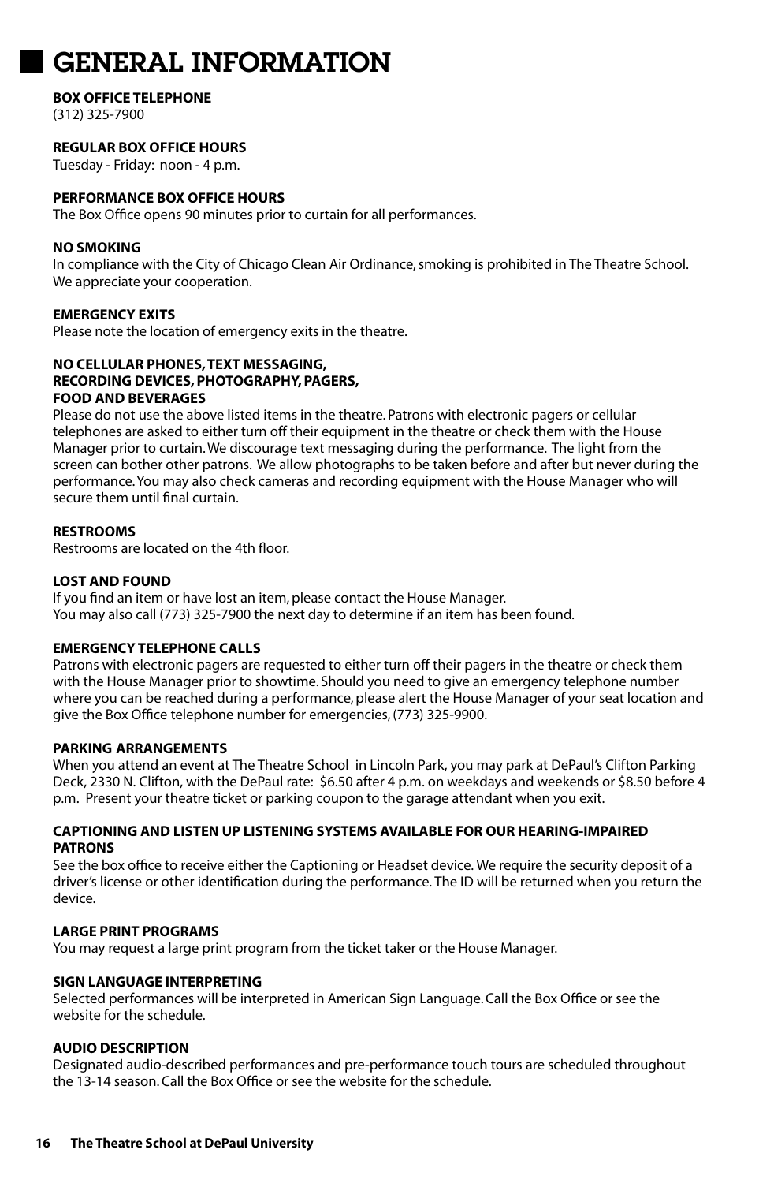# GENERAL INFORMATION

**BOX OFFICE TELEPHONE**
(312) 325-7900

**REGULAR BOX OFFICE HOURS**
Tuesday - Friday: noon - 4 p.m.

**PERFORMANCE BOX OFFICE HOURS**
The Box Office opens 90 minutes prior to curtain for all performances.

**NO SMOKING**
In compliance with the City of Chicago Clean Air Ordinance, smoking is prohibited in The Theatre School. We appreciate your cooperation.

**EMERGENCY EXITS**
Please note the location of emergency exits in the theatre.

**NO CELLULAR PHONES, TEXT MESSAGING, RECORDING DEVICES, PHOTOGRAPHY, PAGERS, FOOD AND BEVERAGES**
Please do not use the above listed items in the theatre. Patrons with electronic pagers or cellular telephones are asked to either turn off their equipment in the theatre or check them with the House Manager prior to curtain. We discourage text messaging during the performance. The light from the screen can bother other patrons. We allow photographs to be taken before and after but never during the performance. You may also check cameras and recording equipment with the House Manager who will secure them until final curtain.

**RESTROOMS**
Restrooms are located on the 4th floor.

**LOST AND FOUND**
If you find an item or have lost an item, please contact the House Manager.
You may also call (773) 325-7900 the next day to determine if an item has been found.

**EMERGENCY TELEPHONE CALLS**
Patrons with electronic pagers are requested to either turn off their pagers in the theatre or check them with the House Manager prior to showtime. Should you need to give an emergency telephone number where you can be reached during a performance, please alert the House Manager of your seat location and give the Box Office telephone number for emergencies, (773) 325-9900.

**PARKING ARRANGEMENTS**
When you attend an event at The Theatre School in Lincoln Park, you may park at DePaul's Clifton Parking Deck, 2330 N. Clifton, with the DePaul rate: $6.50 after 4 p.m. on weekdays and weekends or $8.50 before 4 p.m. Present your theatre ticket or parking coupon to the garage attendant when you exit.

**CAPTIONING AND LISTEN UP LISTENING SYSTEMS AVAILABLE FOR OUR HEARING-IMPAIRED PATRONS**
See the box office to receive either the Captioning or Headset device. We require the security deposit of a driver's license or other identification during the performance. The ID will be returned when you return the device.

**LARGE PRINT PROGRAMS**
You may request a large print program from the ticket taker or the House Manager.

**SIGN LANGUAGE INTERPRETING**
Selected performances will be interpreted in American Sign Language. Call the Box Office or see the website for the schedule.

**AUDIO DESCRIPTION**
Designated audio-described performances and pre-performance touch tours are scheduled throughout the 13-14 season. Call the Box Office or see the website for the schedule.